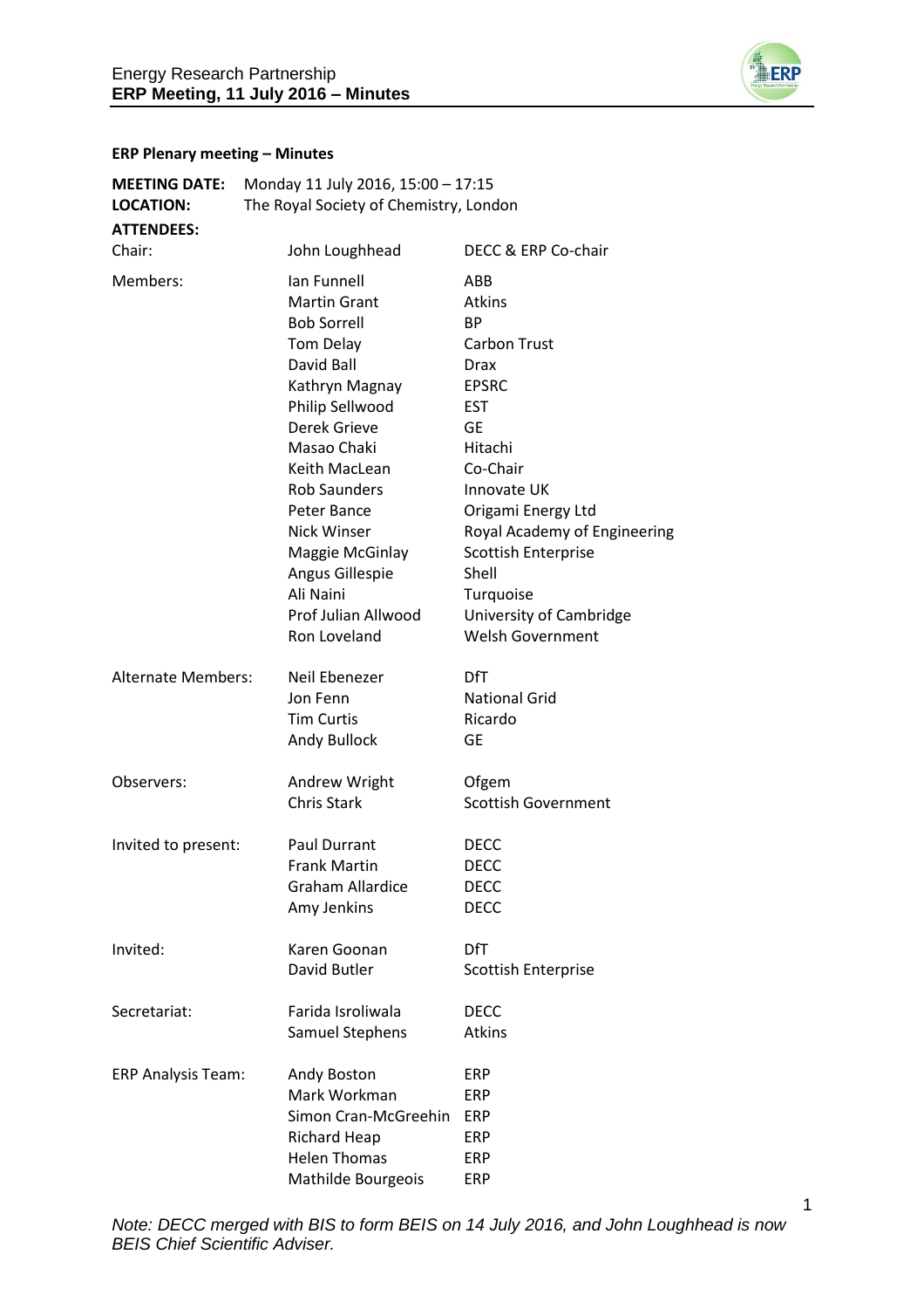## ERP Plenary meeting – Minutes

**MEETING DATE:** Monday 11 July 2016, 15:00 – 17:15
**LOCATION:** The Royal Society of Chemistry, London
**ATTENDEES:**

| | | |
|---|---|---|
| Chair: | John Loughhead | DECC & ERP Co-chair |
| Members: | Ian Funnell | ABB |
| | Martin Grant | Atkins |
| | Bob Sorrell | BP |
| | Tom Delay | Carbon Trust |
| | David Ball | Drax |
| | Kathryn Magnay | EPSRC |
| | Philip Sellwood | EST |
| | Derek Grieve | GE |
| | Masao Chaki | Hitachi |
| | Keith MacLean | Co-Chair |
| | Rob Saunders | Innovate UK |
| | Peter Bance | Origami Energy Ltd |
| | Nick Winser | Royal Academy of Engineering |
| | Maggie McGinlay | Scottish Enterprise |
| | Angus Gillespie | Shell |
| | Ali Naini | Turquoise |
| | Prof Julian Allwood | University of Cambridge |
| | Ron Loveland | Welsh Government |
| Alternate Members: | Neil Ebenezer | DfT |
| | Jon Fenn | National Grid |
| | Tim Curtis | Ricardo |
| | Andy Bullock | GE |
| Observers: | Andrew Wright | Ofgem |
| | Chris Stark | Scottish Government |
| Invited to present: | Paul Durrant | DECC |
| | Frank Martin | DECC |
| | Graham Allardice | DECC |
| | Amy Jenkins | DECC |
| Invited: | Karen Goonan | DfT |
| | David Butler | Scottish Enterprise |
| Secretariat: | Farida Isroliwala | DECC |
| | Samuel Stephens | Atkins |
| ERP Analysis Team: | Andy Boston | ERP |
| | Mark Workman | ERP |
| | Simon Cran-McGreehin | ERP |
| | Richard Heap | ERP |
| | Helen Thomas | ERP |
| | Mathilde Bourgeois | ERP |

*Note: DECC merged with BIS to form BEIS on 14 July 2016, and John Loughhead is now BEIS Chief Scientific Adviser.*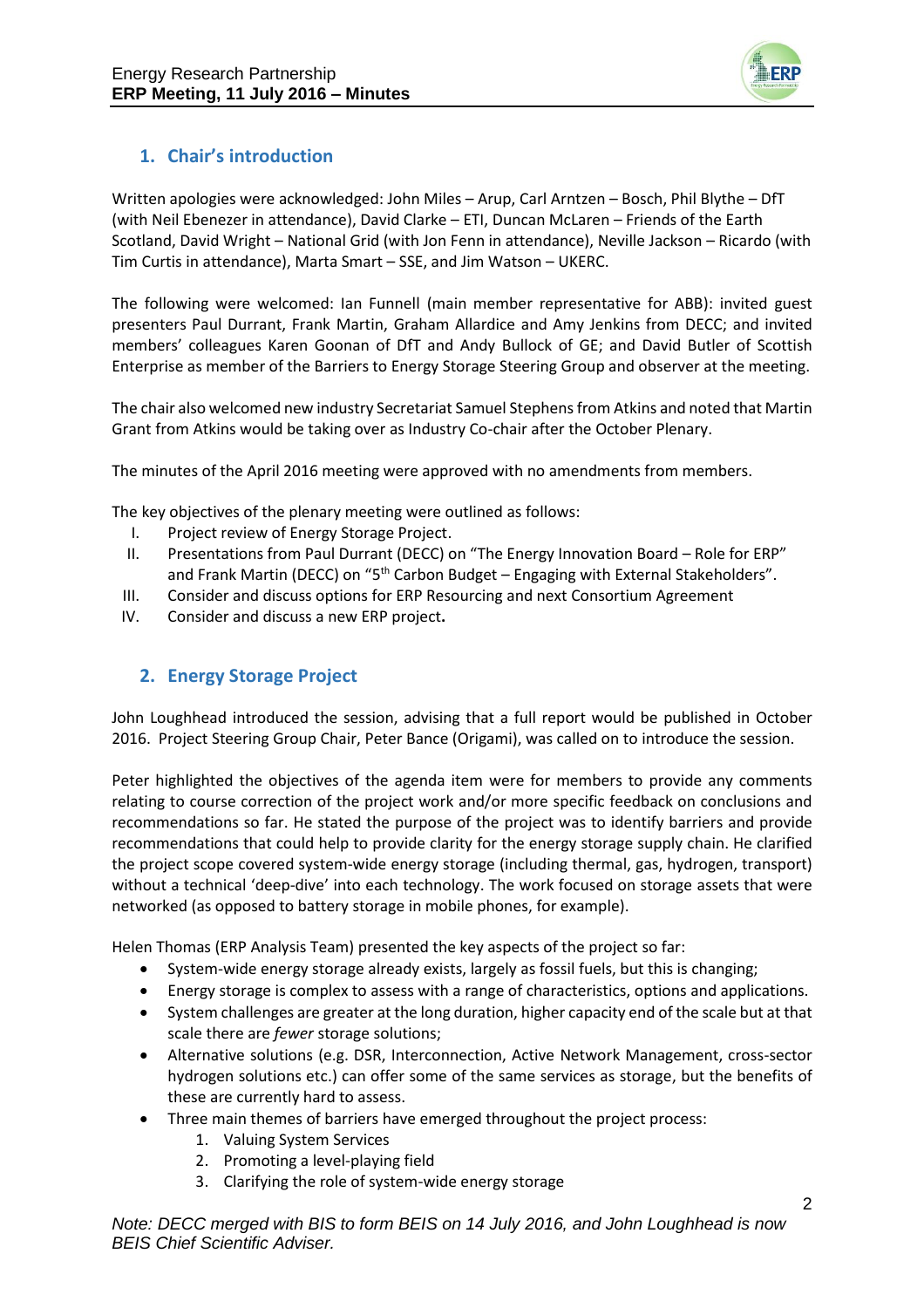## 1. Chair's introduction

Written apologies were acknowledged: John Miles – Arup, Carl Arntzen – Bosch, Phil Blythe – DfT (with Neil Ebenezer in attendance), David Clarke – ETI, Duncan McLaren – Friends of the Earth Scotland, David Wright – National Grid (with Jon Fenn in attendance), Neville Jackson – Ricardo (with Tim Curtis in attendance), Marta Smart – SSE, and Jim Watson – UKERC.

The following were welcomed: Ian Funnell (main member representative for ABB): invited guest presenters Paul Durrant, Frank Martin, Graham Allardice and Amy Jenkins from DECC; and invited members' colleagues Karen Goonan of DfT and Andy Bullock of GE; and David Butler of Scottish Enterprise as member of the Barriers to Energy Storage Steering Group and observer at the meeting.

The chair also welcomed new industry Secretariat Samuel Stephens from Atkins and noted that Martin Grant from Atkins would be taking over as Industry Co-chair after the October Plenary.

The minutes of the April 2016 meeting were approved with no amendments from members.

The key objectives of the plenary meeting were outlined as follows:

I. Project review of Energy Storage Project.
II. Presentations from Paul Durrant (DECC) on "The Energy Innovation Board – Role for ERP" and Frank Martin (DECC) on "5th Carbon Budget – Engaging with External Stakeholders".
III. Consider and discuss options for ERP Resourcing and next Consortium Agreement
IV. Consider and discuss a new ERP project.

## 2. Energy Storage Project

John Loughhead introduced the session, advising that a full report would be published in October 2016. Project Steering Group Chair, Peter Bance (Origami), was called on to introduce the session.

Peter highlighted the objectives of the agenda item were for members to provide any comments relating to course correction of the project work and/or more specific feedback on conclusions and recommendations so far. He stated the purpose of the project was to identify barriers and provide recommendations that could help to provide clarity for the energy storage supply chain. He clarified the project scope covered system-wide energy storage (including thermal, gas, hydrogen, transport) without a technical 'deep-dive' into each technology. The work focused on storage assets that were networked (as opposed to battery storage in mobile phones, for example).

Helen Thomas (ERP Analysis Team) presented the key aspects of the project so far:

- System-wide energy storage already exists, largely as fossil fuels, but this is changing;
- Energy storage is complex to assess with a range of characteristics, options and applications.
- System challenges are greater at the long duration, higher capacity end of the scale but at that scale there are *fewer* storage solutions;
- Alternative solutions (e.g. DSR, Interconnection, Active Network Management, cross-sector hydrogen solutions etc.) can offer some of the same services as storage, but the benefits of these are currently hard to assess.
- Three main themes of barriers have emerged throughout the project process:
    1. Valuing System Services
    2. Promoting a level-playing field
    3. Clarifying the role of system-wide energy storage

*Note: DECC merged with BIS to form BEIS on 14 July 2016, and John Loughhead is now BEIS Chief Scientific Adviser.*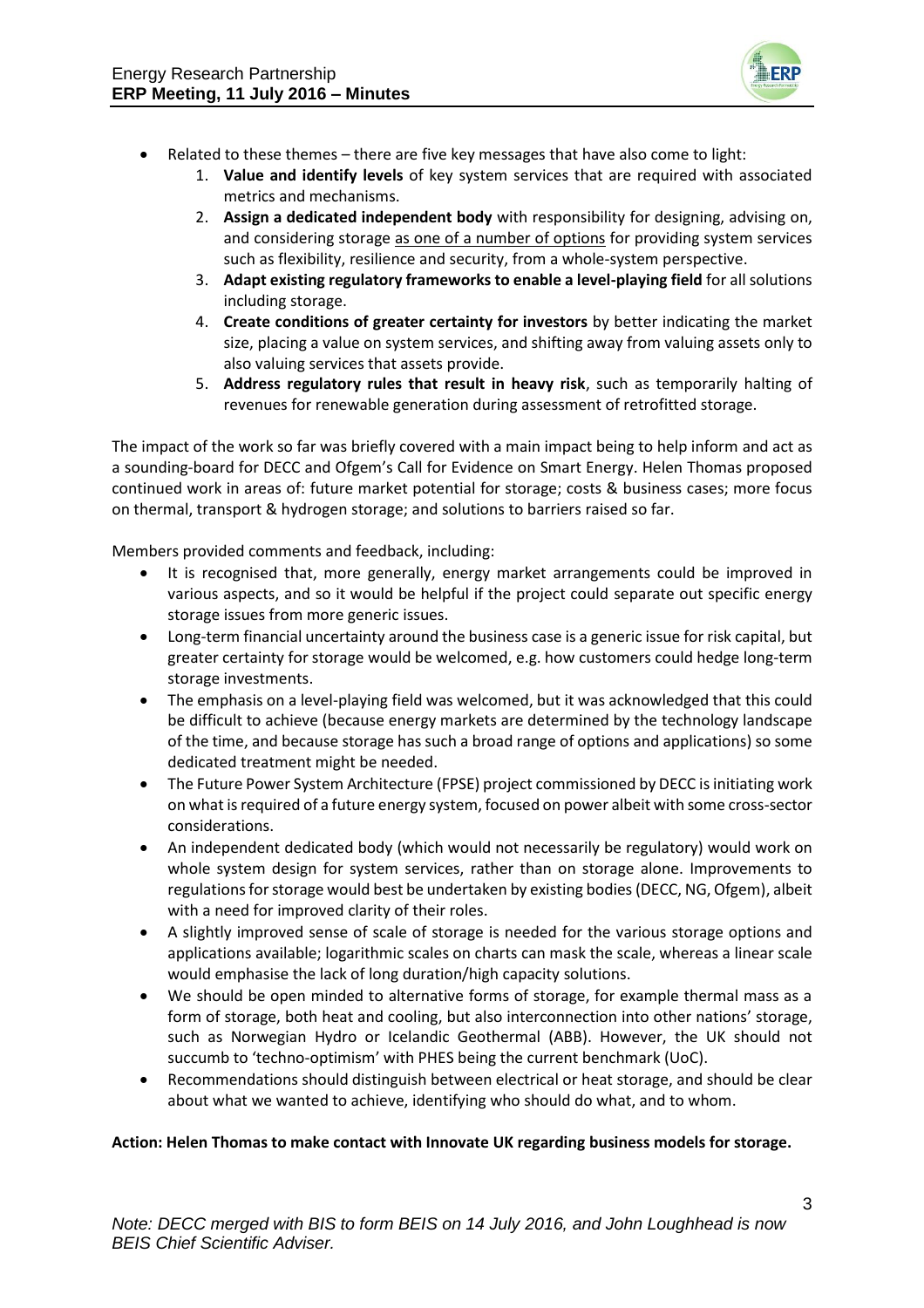- Related to these themes – there are five key messages that have also come to light:
    1. **Value and identify levels** of key system services that are required with associated metrics and mechanisms.
    2. **Assign a dedicated independent body** with responsibility for designing, advising on, and considering storage <u>as one of a number of options</u> for providing system services such as flexibility, resilience and security, from a whole-system perspective.
    3. **Adapt existing regulatory frameworks to enable a level-playing field** for all solutions including storage.
    4. **Create conditions of greater certainty for investors** by better indicating the market size, placing a value on system services, and shifting away from valuing assets only to also valuing services that assets provide.
    5. **Address regulatory rules that result in heavy risk**, such as temporarily halting of revenues for renewable generation during assessment of retrofitted storage.

The impact of the work so far was briefly covered with a main impact being to help inform and act as a sounding-board for DECC and Ofgem's Call for Evidence on Smart Energy. Helen Thomas proposed continued work in areas of: future market potential for storage; costs & business cases; more focus on thermal, transport & hydrogen storage; and solutions to barriers raised so far.

Members provided comments and feedback, including:

- It is recognised that, more generally, energy market arrangements could be improved in various aspects, and so it would be helpful if the project could separate out specific energy storage issues from more generic issues.
- Long-term financial uncertainty around the business case is a generic issue for risk capital, but greater certainty for storage would be welcomed, e.g. how customers could hedge long-term storage investments.
- The emphasis on a level-playing field was welcomed, but it was acknowledged that this could be difficult to achieve (because energy markets are determined by the technology landscape of the time, and because storage has such a broad range of options and applications) so some dedicated treatment might be needed.
- The Future Power System Architecture (FPSE) project commissioned by DECC is initiating work on what is required of a future energy system, focused on power albeit with some cross-sector considerations.
- An independent dedicated body (which would not necessarily be regulatory) would work on whole system design for system services, rather than on storage alone. Improvements to regulations for storage would best be undertaken by existing bodies (DECC, NG, Ofgem), albeit with a need for improved clarity of their roles.
- A slightly improved sense of scale of storage is needed for the various storage options and applications available; logarithmic scales on charts can mask the scale, whereas a linear scale would emphasise the lack of long duration/high capacity solutions.
- We should be open minded to alternative forms of storage, for example thermal mass as a form of storage, both heat and cooling, but also interconnection into other nations' storage, such as Norwegian Hydro or Icelandic Geothermal (ABB). However, the UK should not succumb to 'techno-optimism' with PHES being the current benchmark (UoC).
- Recommendations should distinguish between electrical or heat storage, and should be clear about what we wanted to achieve, identifying who should do what, and to whom.

**Action: Helen Thomas to make contact with Innovate UK regarding business models for storage.**

*Note: DECC merged with BIS to form BEIS on 14 July 2016, and John Loughhead is now BEIS Chief Scientific Adviser.*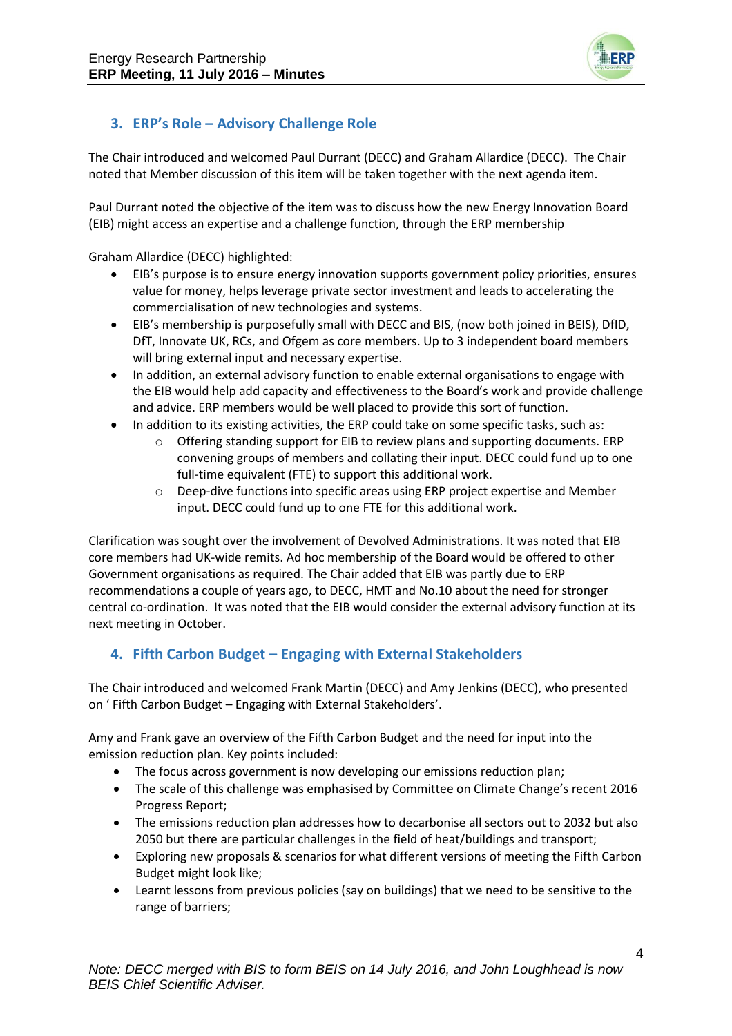## 3. ERP's Role – Advisory Challenge Role

The Chair introduced and welcomed Paul Durrant (DECC) and Graham Allardice (DECC). The Chair noted that Member discussion of this item will be taken together with the next agenda item.

Paul Durrant noted the objective of the item was to discuss how the new Energy Innovation Board (EIB) might access an expertise and a challenge function, through the ERP membership

Graham Allardice (DECC) highlighted:

- EIB's purpose is to ensure energy innovation supports government policy priorities, ensures value for money, helps leverage private sector investment and leads to accelerating the commercialisation of new technologies and systems.
- EIB's membership is purposefully small with DECC and BIS, (now both joined in BEIS), DfID, DfT, Innovate UK, RCs, and Ofgem as core members. Up to 3 independent board members will bring external input and necessary expertise.
- In addition, an external advisory function to enable external organisations to engage with the EIB would help add capacity and effectiveness to the Board's work and provide challenge and advice. ERP members would be well placed to provide this sort of function.
- In addition to its existing activities, the ERP could take on some specific tasks, such as:
  - Offering standing support for EIB to review plans and supporting documents. ERP convening groups of members and collating their input. DECC could fund up to one full-time equivalent (FTE) to support this additional work.
  - Deep-dive functions into specific areas using ERP project expertise and Member input. DECC could fund up to one FTE for this additional work.

Clarification was sought over the involvement of Devolved Administrations. It was noted that EIB core members had UK-wide remits. Ad hoc membership of the Board would be offered to other Government organisations as required. The Chair added that EIB was partly due to ERP recommendations a couple of years ago, to DECC, HMT and No.10 about the need for stronger central co-ordination. It was noted that the EIB would consider the external advisory function at its next meeting in October.

## 4. Fifth Carbon Budget – Engaging with External Stakeholders

The Chair introduced and welcomed Frank Martin (DECC) and Amy Jenkins (DECC), who presented on ' Fifth Carbon Budget – Engaging with External Stakeholders'.

Amy and Frank gave an overview of the Fifth Carbon Budget and the need for input into the emission reduction plan. Key points included:

- The focus across government is now developing our emissions reduction plan;
- The scale of this challenge was emphasised by Committee on Climate Change's recent 2016 Progress Report;
- The emissions reduction plan addresses how to decarbonise all sectors out to 2032 but also 2050 but there are particular challenges in the field of heat/buildings and transport;
- Exploring new proposals & scenarios for what different versions of meeting the Fifth Carbon Budget might look like;
- Learnt lessons from previous policies (say on buildings) that we need to be sensitive to the range of barriers;

*Note: DECC merged with BIS to form BEIS on 14 July 2016, and John Loughhead is now BEIS Chief Scientific Adviser.*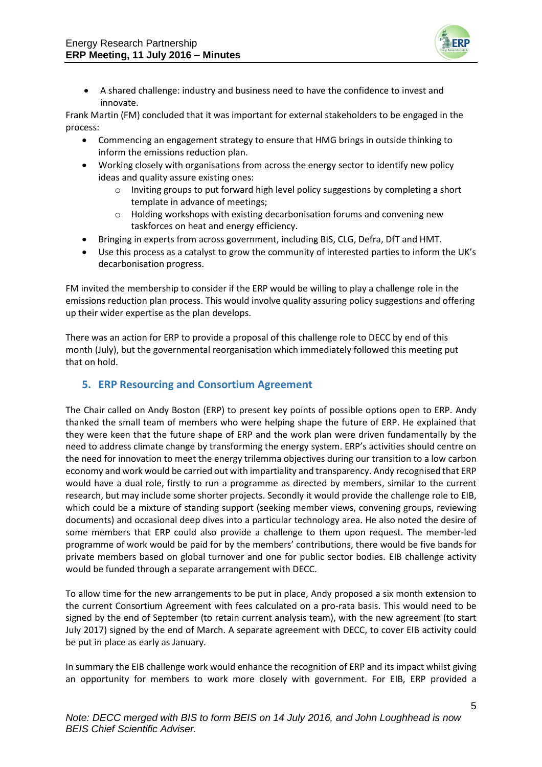- A shared challenge: industry and business need to have the confidence to invest and innovate.

Frank Martin (FM) concluded that it was important for external stakeholders to be engaged in the process:

- Commencing an engagement strategy to ensure that HMG brings in outside thinking to inform the emissions reduction plan.
- Working closely with organisations from across the energy sector to identify new policy ideas and quality assure existing ones:
    - Inviting groups to put forward high level policy suggestions by completing a short template in advance of meetings;
    - Holding workshops with existing decarbonisation forums and convening new taskforces on heat and energy efficiency.
- Bringing in experts from across government, including BIS, CLG, Defra, DfT and HMT.
- Use this process as a catalyst to grow the community of interested parties to inform the UK's decarbonisation progress.

FM invited the membership to consider if the ERP would be willing to play a challenge role in the emissions reduction plan process. This would involve quality assuring policy suggestions and offering up their wider expertise as the plan develops.

There was an action for ERP to provide a proposal of this challenge role to DECC by end of this month (July), but the governmental reorganisation which immediately followed this meeting put that on hold.

## 5. ERP Resourcing and Consortium Agreement

The Chair called on Andy Boston (ERP) to present key points of possible options open to ERP. Andy thanked the small team of members who were helping shape the future of ERP. He explained that they were keen that the future shape of ERP and the work plan were driven fundamentally by the need to address climate change by transforming the energy system. ERP's activities should centre on the need for innovation to meet the energy trilemma objectives during our transition to a low carbon economy and work would be carried out with impartiality and transparency. Andy recognised that ERP would have a dual role, firstly to run a programme as directed by members, similar to the current research, but may include some shorter projects. Secondly it would provide the challenge role to EIB, which could be a mixture of standing support (seeking member views, convening groups, reviewing documents) and occasional deep dives into a particular technology area. He also noted the desire of some members that ERP could also provide a challenge to them upon request. The member-led programme of work would be paid for by the members' contributions, there would be five bands for private members based on global turnover and one for public sector bodies. EIB challenge activity would be funded through a separate arrangement with DECC.

To allow time for the new arrangements to be put in place, Andy proposed a six month extension to the current Consortium Agreement with fees calculated on a pro-rata basis. This would need to be signed by the end of September (to retain current analysis team), with the new agreement (to start July 2017) signed by the end of March. A separate agreement with DECC, to cover EIB activity could be put in place as early as January.

In summary the EIB challenge work would enhance the recognition of ERP and its impact whilst giving an opportunity for members to work more closely with government. For EIB, ERP provided a

*Note: DECC merged with BIS to form BEIS on 14 July 2016, and John Loughhead is now BEIS Chief Scientific Adviser.*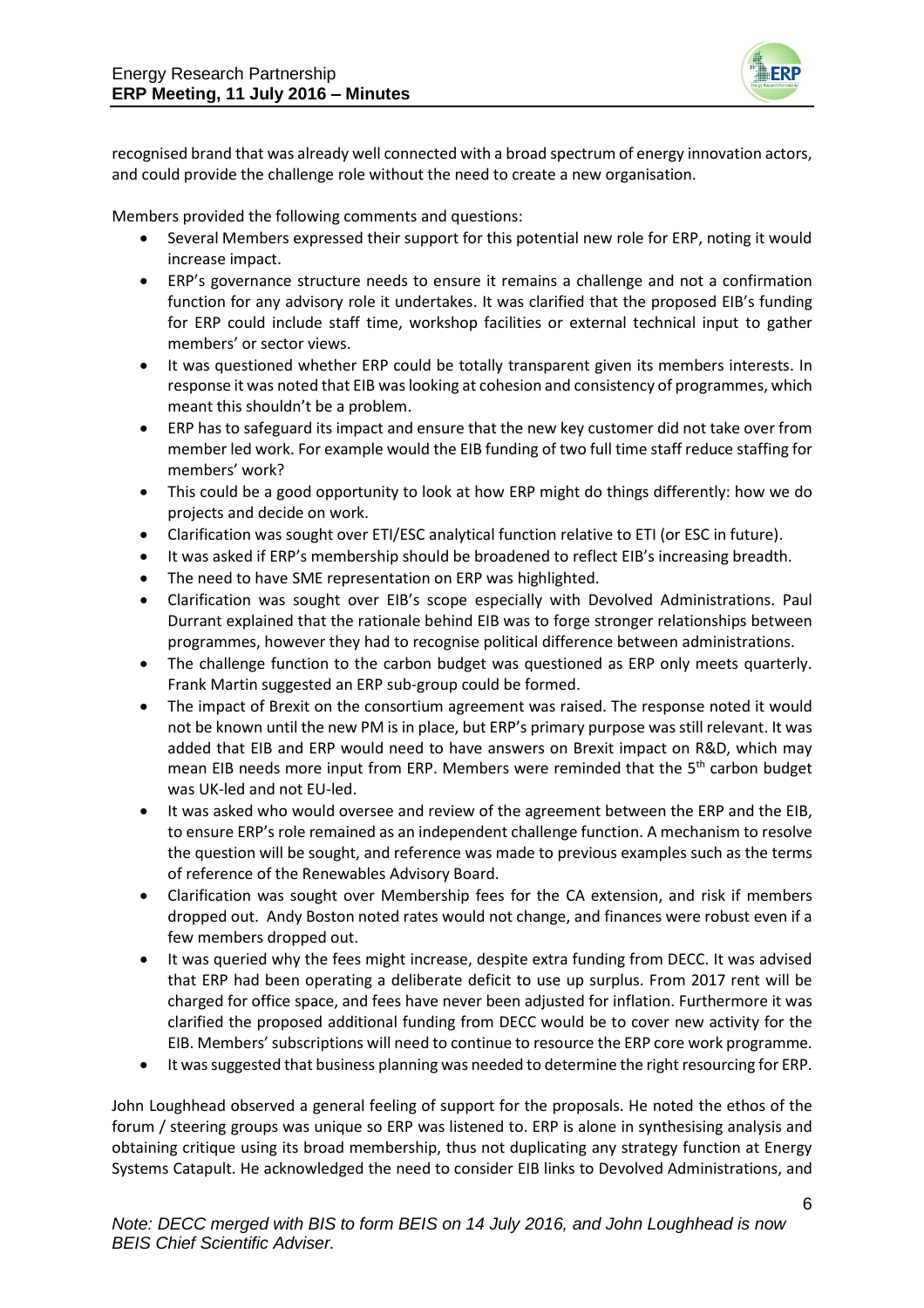recognised brand that was already well connected with a broad spectrum of energy innovation actors, and could provide the challenge role without the need to create a new organisation.

Members provided the following comments and questions:

- Several Members expressed their support for this potential new role for ERP, noting it would increase impact.
- ERP's governance structure needs to ensure it remains a challenge and not a confirmation function for any advisory role it undertakes. It was clarified that the proposed EIB's funding for ERP could include staff time, workshop facilities or external technical input to gather members' or sector views.
- It was questioned whether ERP could be totally transparent given its members interests. In response it was noted that EIB was looking at cohesion and consistency of programmes, which meant this shouldn't be a problem.
- ERP has to safeguard its impact and ensure that the new key customer did not take over from member led work. For example would the EIB funding of two full time staff reduce staffing for members' work?
- This could be a good opportunity to look at how ERP might do things differently: how we do projects and decide on work.
- Clarification was sought over ETI/ESC analytical function relative to ETI (or ESC in future).
- It was asked if ERP's membership should be broadened to reflect EIB's increasing breadth.
- The need to have SME representation on ERP was highlighted.
- Clarification was sought over EIB's scope especially with Devolved Administrations. Paul Durrant explained that the rationale behind EIB was to forge stronger relationships between programmes, however they had to recognise political difference between administrations.
- The challenge function to the carbon budget was questioned as ERP only meets quarterly. Frank Martin suggested an ERP sub-group could be formed.
- The impact of Brexit on the consortium agreement was raised. The response noted it would not be known until the new PM is in place, but ERP's primary purpose was still relevant. It was added that EIB and ERP would need to have answers on Brexit impact on R&D, which may mean EIB needs more input from ERP. Members were reminded that the 5th carbon budget was UK-led and not EU-led.
- It was asked who would oversee and review of the agreement between the ERP and the EIB, to ensure ERP's role remained as an independent challenge function. A mechanism to resolve the question will be sought, and reference was made to previous examples such as the terms of reference of the Renewables Advisory Board.
- Clarification was sought over Membership fees for the CA extension, and risk if members dropped out. Andy Boston noted rates would not change, and finances were robust even if a few members dropped out.
- It was queried why the fees might increase, despite extra funding from DECC. It was advised that ERP had been operating a deliberate deficit to use up surplus. From 2017 rent will be charged for office space, and fees have never been adjusted for inflation. Furthermore it was clarified the proposed additional funding from DECC would be to cover new activity for the EIB. Members' subscriptions will need to continue to resource the ERP core work programme.
- It was suggested that business planning was needed to determine the right resourcing for ERP.

John Loughhead observed a general feeling of support for the proposals. He noted the ethos of the forum / steering groups was unique so ERP was listened to. ERP is alone in synthesising analysis and obtaining critique using its broad membership, thus not duplicating any strategy function at Energy Systems Catapult. He acknowledged the need to consider EIB links to Devolved Administrations, and

*Note: DECC merged with BIS to form BEIS on 14 July 2016, and John Loughhead is now BEIS Chief Scientific Adviser.*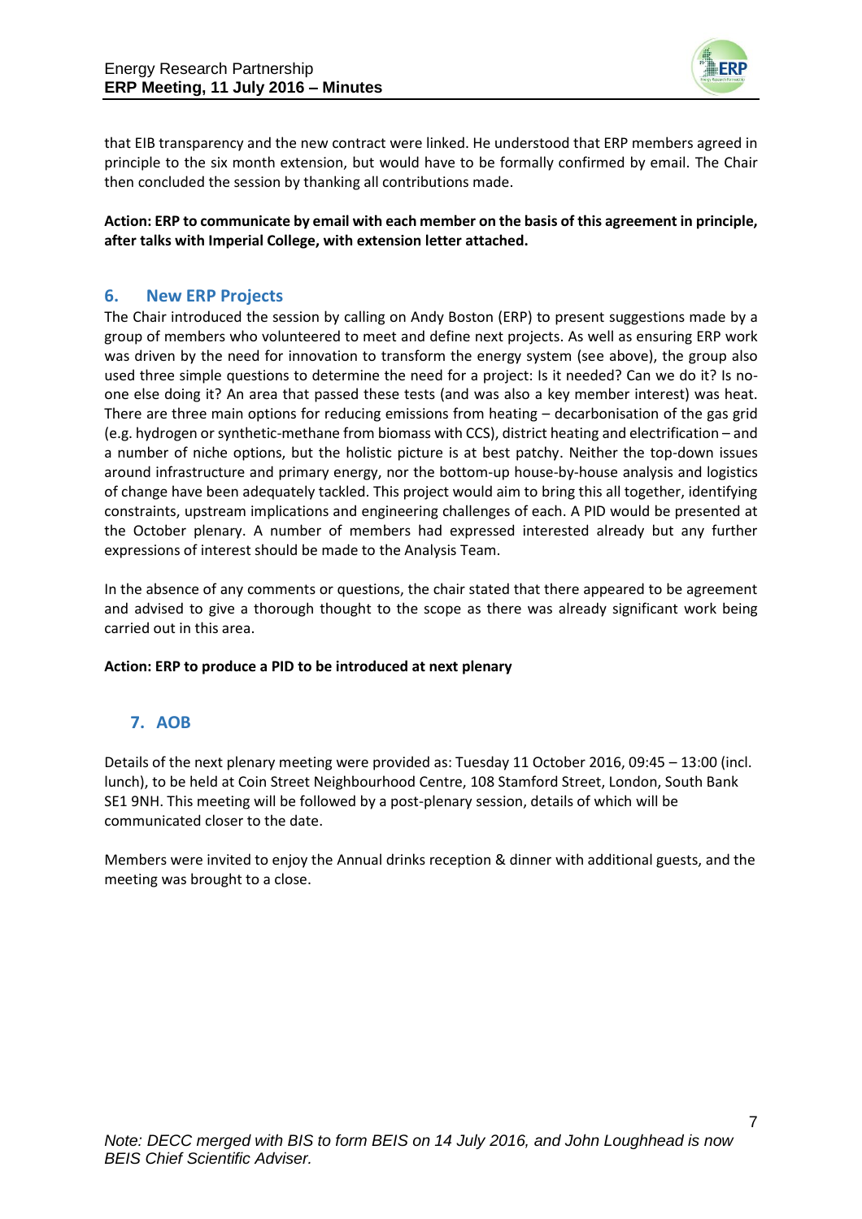that EIB transparency and the new contract were linked. He understood that ERP members agreed in principle to the six month extension, but would have to be formally confirmed by email. The Chair then concluded the session by thanking all contributions made.

**Action: ERP to communicate by email with each member on the basis of this agreement in principle, after talks with Imperial College, with extension letter attached.**

## 6. New ERP Projects

The Chair introduced the session by calling on Andy Boston (ERP) to present suggestions made by a group of members who volunteered to meet and define next projects. As well as ensuring ERP work was driven by the need for innovation to transform the energy system (see above), the group also used three simple questions to determine the need for a project: Is it needed? Can we do it? Is no-one else doing it? An area that passed these tests (and was also a key member interest) was heat. There are three main options for reducing emissions from heating – decarbonisation of the gas grid (e.g. hydrogen or synthetic-methane from biomass with CCS), district heating and electrification – and a number of niche options, but the holistic picture is at best patchy. Neither the top-down issues around infrastructure and primary energy, nor the bottom-up house-by-house analysis and logistics of change have been adequately tackled. This project would aim to bring this all together, identifying constraints, upstream implications and engineering challenges of each. A PID would be presented at the October plenary. A number of members had expressed interested already but any further expressions of interest should be made to the Analysis Team.

In the absence of any comments or questions, the chair stated that there appeared to be agreement and advised to give a thorough thought to the scope as there was already significant work being carried out in this area.

**Action: ERP to produce a PID to be introduced at next plenary**

## 7. AOB

Details of the next plenary meeting were provided as: Tuesday 11 October 2016, 09:45 – 13:00 (incl. lunch), to be held at Coin Street Neighbourhood Centre, 108 Stamford Street, London, South Bank SE1 9NH. This meeting will be followed by a post-plenary session, details of which will be communicated closer to the date.

Members were invited to enjoy the Annual drinks reception & dinner with additional guests, and the meeting was brought to a close.

*Note: DECC merged with BIS to form BEIS on 14 July 2016, and John Loughhead is now BEIS Chief Scientific Adviser.*